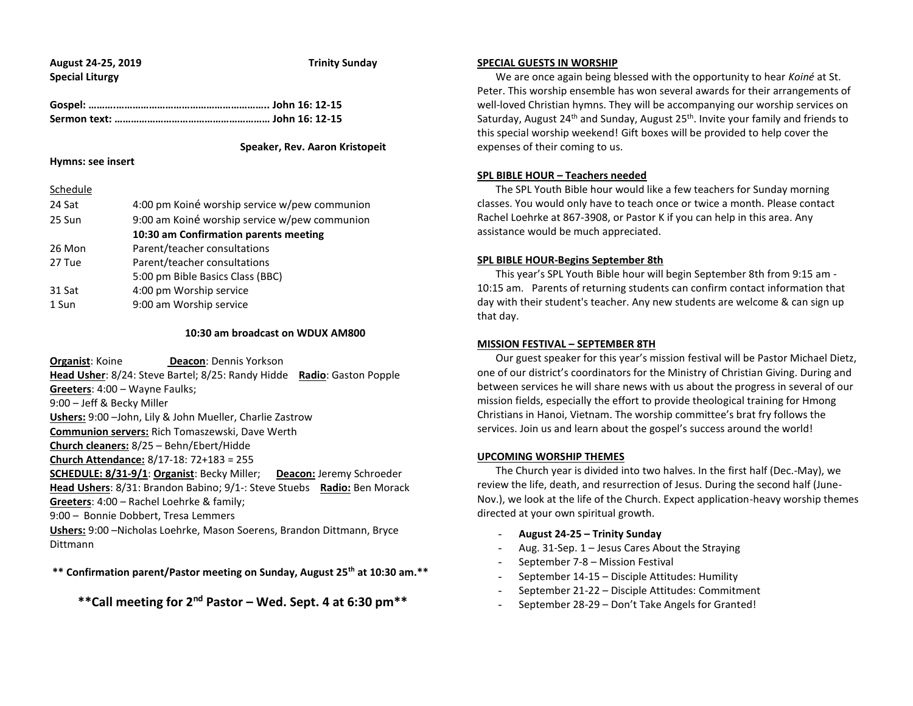**August 24-25, 2019** **Trinity Sunday**
**Special Liturgy**

**Gospel: ……….……………………………………………….. John 16: 12-15**
**Sermon text: ………………………………………………… John 16: 12-15**

**Speaker, Rev. Aaron Kristopeit**

**Hymns: see insert**

Schedule

| | |
|---|---|
| 24 Sat | 4:00 pm Koiné worship service w/pew communion |
| 25 Sun | 9:00 am Koiné worship service w/pew communion |
| | **10:30 am Confirmation parents meeting** |
| 26 Mon | Parent/teacher consultations |
| 27 Tue | Parent/teacher consultations |
| | 5:00 pm Bible Basics Class (BBC) |
| 31 Sat | 4:00 pm Worship service |
| 1 Sun | 9:00 am Worship service |

**10:30 am broadcast on WDUX AM800**

**Organist**: Koine **Deacon**: Dennis Yorkson
**Head Usher**: 8/24: Steve Bartel; 8/25: Randy Hidde **Radio**: Gaston Popple
**Greeters**: 4:00 – Wayne Faulks;
9:00 – Jeff & Becky Miller
**Ushers:** 9:00 –John, Lily & John Mueller, Charlie Zastrow
**Communion servers:** Rich Tomaszewski, Dave Werth
**Church cleaners:** 8/25 – Behn/Ebert/Hidde
**Church Attendance:** 8/17-18: 72+183 = 255
**SCHEDULE: 8/31-9/1**: **Organist**: Becky Miller; **Deacon:** Jeremy Schroeder
**Head Ushers**: 8/31: Brandon Babino; 9/1-: Steve Stuebs **Radio:** Ben Morack
**Greeters**: 4:00 – Rachel Loehrke & family;
9:00 – Bonnie Dobbert, Tresa Lemmers
**Ushers:** 9:00 –Nicholas Loehrke, Mason Soerens, Brandon Dittmann, Bryce Dittmann

**\*\* Confirmation parent/Pastor meeting on Sunday, August 25th at 10:30 am.\*\***

**\*\*Call meeting for 2nd Pastor – Wed. Sept. 4 at 6:30 pm\*\***

**SPECIAL GUESTS IN WORSHIP**

We are once again being blessed with the opportunity to hear *Koiné* at St. Peter. This worship ensemble has won several awards for their arrangements of well-loved Christian hymns. They will be accompanying our worship services on Saturday, August 24th and Sunday, August 25th. Invite your family and friends to this special worship weekend! Gift boxes will be provided to help cover the expenses of their coming to us.

**SPL BIBLE HOUR – Teachers needed**

The SPL Youth Bible hour would like a few teachers for Sunday morning classes. You would only have to teach once or twice a month. Please contact Rachel Loehrke at 867-3908, or Pastor K if you can help in this area. Any assistance would be much appreciated.

**SPL BIBLE HOUR-Begins September 8th**

This year's SPL Youth Bible hour will begin September 8th from 9:15 am - 10:15 am. Parents of returning students can confirm contact information that day with their student's teacher. Any new students are welcome & can sign up that day.

**MISSION FESTIVAL – SEPTEMBER 8TH**

Our guest speaker for this year's mission festival will be Pastor Michael Dietz, one of our district's coordinators for the Ministry of Christian Giving. During and between services he will share news with us about the progress in several of our mission fields, especially the effort to provide theological training for Hmong Christians in Hanoi, Vietnam. The worship committee's brat fry follows the services. Join us and learn about the gospel's success around the world!

**UPCOMING WORSHIP THEMES**

The Church year is divided into two halves. In the first half (Dec.-May), we review the life, death, and resurrection of Jesus. During the second half (June-Nov.), we look at the life of the Church. Expect application-heavy worship themes directed at your own spiritual growth.

- **August 24-25 – Trinity Sunday**
- Aug. 31-Sep. 1 – Jesus Cares About the Straying
- September 7-8 – Mission Festival
- September 14-15 – Disciple Attitudes: Humility
- September 21-22 – Disciple Attitudes: Commitment
- September 28-29 – Don't Take Angels for Granted!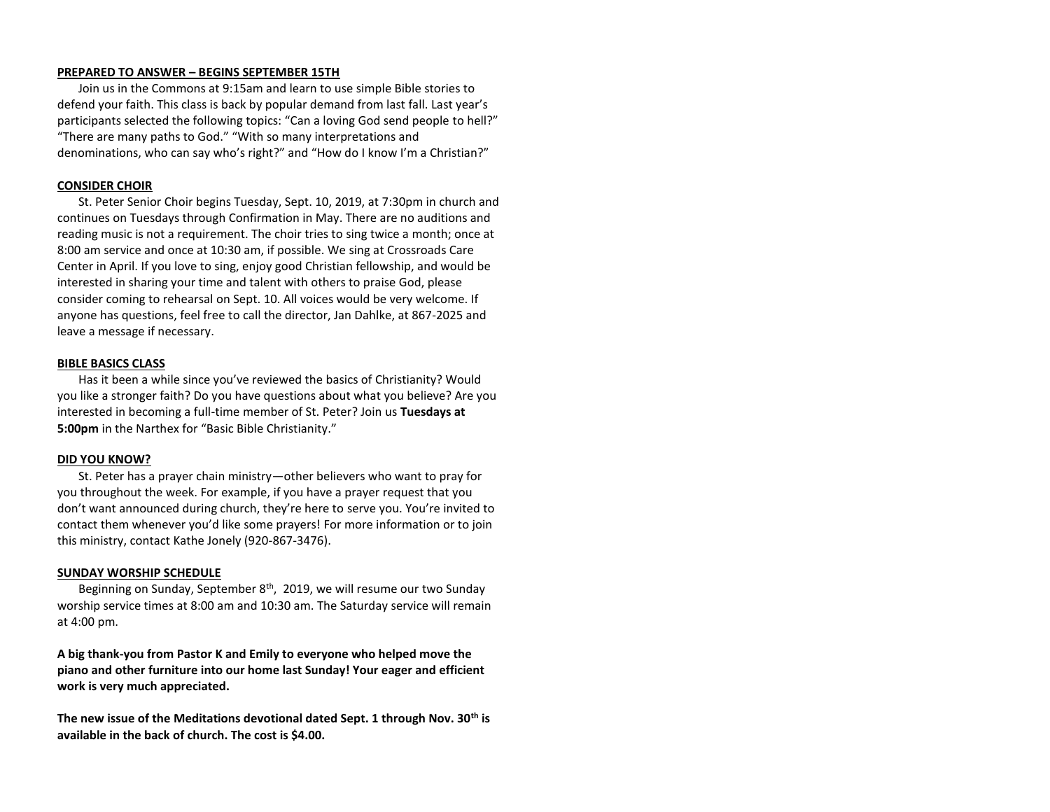**PREPARED TO ANSWER – BEGINS SEPTEMBER 15TH**

Join us in the Commons at 9:15am and learn to use simple Bible stories to defend your faith. This class is back by popular demand from last fall. Last year's participants selected the following topics: "Can a loving God send people to hell?" "There are many paths to God." "With so many interpretations and denominations, who can say who's right?" and "How do I know I'm a Christian?"

**CONSIDER CHOIR**

St. Peter Senior Choir begins Tuesday, Sept. 10, 2019, at 7:30pm in church and continues on Tuesdays through Confirmation in May. There are no auditions and reading music is not a requirement. The choir tries to sing twice a month; once at 8:00 am service and once at 10:30 am, if possible. We sing at Crossroads Care Center in April. If you love to sing, enjoy good Christian fellowship, and would be interested in sharing your time and talent with others to praise God, please consider coming to rehearsal on Sept. 10. All voices would be very welcome. If anyone has questions, feel free to call the director, Jan Dahlke, at 867-2025 and leave a message if necessary.

**BIBLE BASICS CLASS**

Has it been a while since you've reviewed the basics of Christianity? Would you like a stronger faith? Do you have questions about what you believe? Are you interested in becoming a full-time member of St. Peter? Join us **Tuesdays at 5:00pm** in the Narthex for "Basic Bible Christianity."

**DID YOU KNOW?**

St. Peter has a prayer chain ministry—other believers who want to pray for you throughout the week. For example, if you have a prayer request that you don't want announced during church, they're here to serve you. You're invited to contact them whenever you'd like some prayers! For more information or to join this ministry, contact Kathe Jonely (920-867-3476).

**SUNDAY WORSHIP SCHEDULE**

Beginning on Sunday, September 8th, 2019, we will resume our two Sunday worship service times at 8:00 am and 10:30 am. The Saturday service will remain at 4:00 pm.

**A big thank-you from Pastor K and Emily to everyone who helped move the piano and other furniture into our home last Sunday! Your eager and efficient work is very much appreciated.**

**The new issue of the Meditations devotional dated Sept. 1 through Nov. 30th is available in the back of church. The cost is $4.00.**